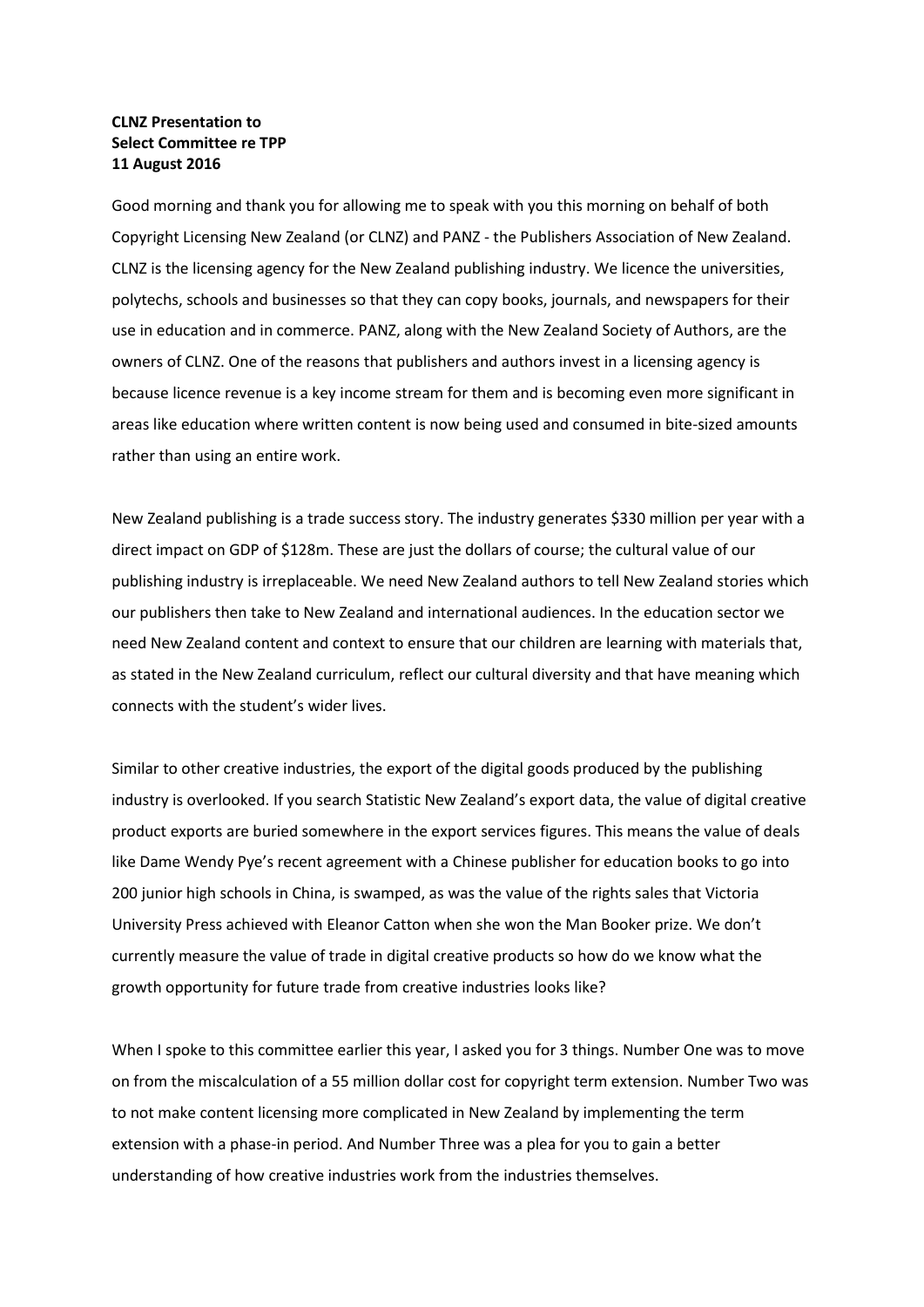**CLNZ Presentation to**
**Select Committee re TPP**
**11 August 2016**

Good morning and thank you for allowing me to speak with you this morning on behalf of both Copyright Licensing New Zealand (or CLNZ) and PANZ - the Publishers Association of New Zealand. CLNZ is the licensing agency for the New Zealand publishing industry. We licence the universities, polytechs, schools and businesses so that they can copy books, journals, and newspapers for their use in education and in commerce. PANZ, along with the New Zealand Society of Authors, are the owners of CLNZ. One of the reasons that publishers and authors invest in a licensing agency is because licence revenue is a key income stream for them and is becoming even more significant in areas like education where written content is now being used and consumed in bite-sized amounts rather than using an entire work.

New Zealand publishing is a trade success story. The industry generates $330 million per year with a direct impact on GDP of $128m. These are just the dollars of course; the cultural value of our publishing industry is irreplaceable. We need New Zealand authors to tell New Zealand stories which our publishers then take to New Zealand and international audiences. In the education sector we need New Zealand content and context to ensure that our children are learning with materials that, as stated in the New Zealand curriculum, reflect our cultural diversity and that have meaning which connects with the student's wider lives.

Similar to other creative industries, the export of the digital goods produced by the publishing industry is overlooked. If you search Statistic New Zealand's export data, the value of digital creative product exports are buried somewhere in the export services figures. This means the value of deals like Dame Wendy Pye's recent agreement with a Chinese publisher for education books to go into 200 junior high schools in China, is swamped, as was the value of the rights sales that Victoria University Press achieved with Eleanor Catton when she won the Man Booker prize. We don't currently measure the value of trade in digital creative products so how do we know what the growth opportunity for future trade from creative industries looks like?

When I spoke to this committee earlier this year, I asked you for 3 things. Number One was to move on from the miscalculation of a 55 million dollar cost for copyright term extension. Number Two was to not make content licensing more complicated in New Zealand by implementing the term extension with a phase-in period. And Number Three was a plea for you to gain a better understanding of how creative industries work from the industries themselves.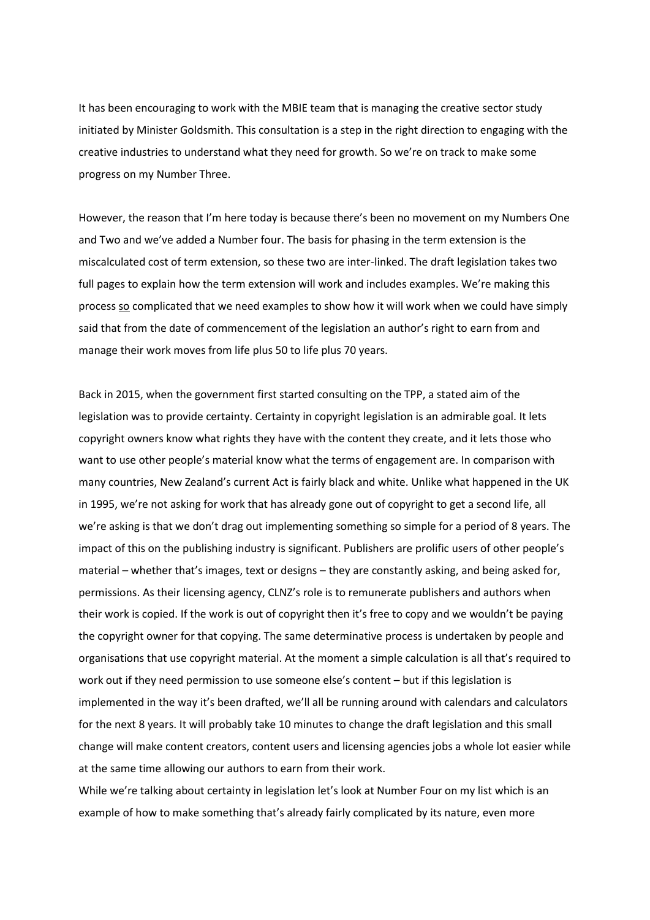It has been encouraging to work with the MBIE team that is managing the creative sector study initiated by Minister Goldsmith. This consultation is a step in the right direction to engaging with the creative industries to understand what they need for growth. So we're on track to make some progress on my Number Three.

However, the reason that I'm here today is because there's been no movement on my Numbers One and Two and we've added a Number four. The basis for phasing in the term extension is the miscalculated cost of term extension, so these two are inter-linked. The draft legislation takes two full pages to explain how the term extension will work and includes examples. We're making this process <u>so</u> complicated that we need examples to show how it will work when we could have simply said that from the date of commencement of the legislation an author's right to earn from and manage their work moves from life plus 50 to life plus 70 years.

Back in 2015, when the government first started consulting on the TPP, a stated aim of the legislation was to provide certainty. Certainty in copyright legislation is an admirable goal. It lets copyright owners know what rights they have with the content they create, and it lets those who want to use other people's material know what the terms of engagement are. In comparison with many countries, New Zealand's current Act is fairly black and white. Unlike what happened in the UK in 1995, we're not asking for work that has already gone out of copyright to get a second life, all we're asking is that we don't drag out implementing something so simple for a period of 8 years. The impact of this on the publishing industry is significant. Publishers are prolific users of other people's material – whether that's images, text or designs – they are constantly asking, and being asked for, permissions. As their licensing agency, CLNZ's role is to remunerate publishers and authors when their work is copied. If the work is out of copyright then it's free to copy and we wouldn't be paying the copyright owner for that copying. The same determinative process is undertaken by people and organisations that use copyright material. At the moment a simple calculation is all that's required to work out if they need permission to use someone else's content – but if this legislation is implemented in the way it's been drafted, we'll all be running around with calendars and calculators for the next 8 years. It will probably take 10 minutes to change the draft legislation and this small change will make content creators, content users and licensing agencies jobs a whole lot easier while at the same time allowing our authors to earn from their work.
While we're talking about certainty in legislation let's look at Number Four on my list which is an example of how to make something that's already fairly complicated by its nature, even more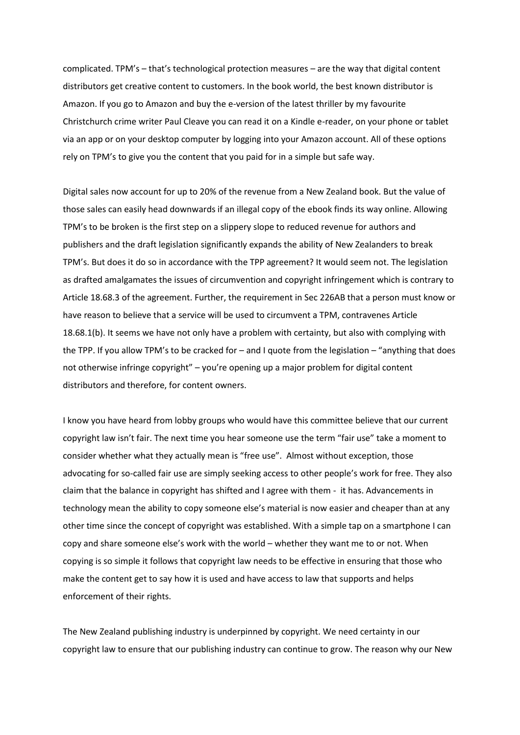complicated. TPM's – that's technological protection measures – are the way that digital content distributors get creative content to customers. In the book world, the best known distributor is Amazon. If you go to Amazon and buy the e-version of the latest thriller by my favourite Christchurch crime writer Paul Cleave you can read it on a Kindle e-reader, on your phone or tablet via an app or on your desktop computer by logging into your Amazon account. All of these options rely on TPM's to give you the content that you paid for in a simple but safe way.

Digital sales now account for up to 20% of the revenue from a New Zealand book. But the value of those sales can easily head downwards if an illegal copy of the ebook finds its way online. Allowing TPM's to be broken is the first step on a slippery slope to reduced revenue for authors and publishers and the draft legislation significantly expands the ability of New Zealanders to break TPM's. But does it do so in accordance with the TPP agreement? It would seem not. The legislation as drafted amalgamates the issues of circumvention and copyright infringement which is contrary to Article 18.68.3 of the agreement. Further, the requirement in Sec 226AB that a person must know or have reason to believe that a service will be used to circumvent a TPM, contravenes Article 18.68.1(b). It seems we have not only have a problem with certainty, but also with complying with the TPP. If you allow TPM's to be cracked for – and I quote from the legislation – "anything that does not otherwise infringe copyright" – you're opening up a major problem for digital content distributors and therefore, for content owners.

I know you have heard from lobby groups who would have this committee believe that our current copyright law isn't fair. The next time you hear someone use the term "fair use" take a moment to consider whether what they actually mean is "free use". Almost without exception, those advocating for so-called fair use are simply seeking access to other people's work for free. They also claim that the balance in copyright has shifted and I agree with them - it has. Advancements in technology mean the ability to copy someone else's material is now easier and cheaper than at any other time since the concept of copyright was established. With a simple tap on a smartphone I can copy and share someone else's work with the world – whether they want me to or not. When copying is so simple it follows that copyright law needs to be effective in ensuring that those who make the content get to say how it is used and have access to law that supports and helps enforcement of their rights.

The New Zealand publishing industry is underpinned by copyright. We need certainty in our copyright law to ensure that our publishing industry can continue to grow. The reason why our New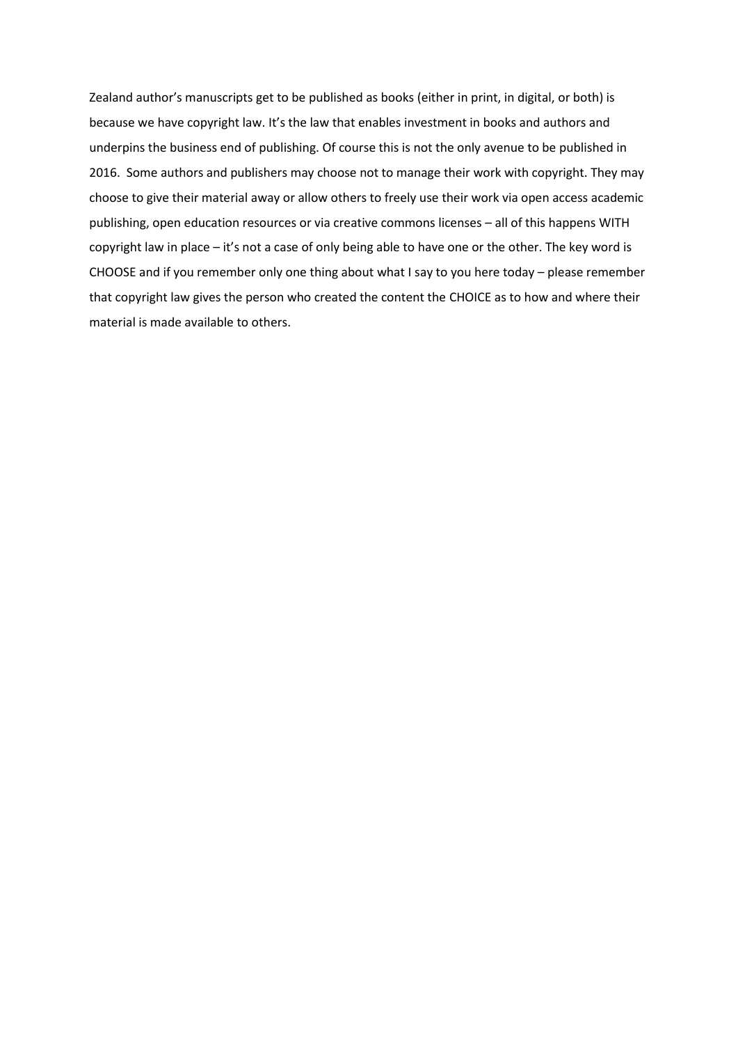Zealand author's manuscripts get to be published as books (either in print, in digital, or both) is because we have copyright law. It's the law that enables investment in books and authors and underpins the business end of publishing. Of course this is not the only avenue to be published in 2016. Some authors and publishers may choose not to manage their work with copyright. They may choose to give their material away or allow others to freely use their work via open access academic publishing, open education resources or via creative commons licenses – all of this happens WITH copyright law in place – it's not a case of only being able to have one or the other. The key word is CHOOSE and if you remember only one thing about what I say to you here today – please remember that copyright law gives the person who created the content the CHOICE as to how and where their material is made available to others.